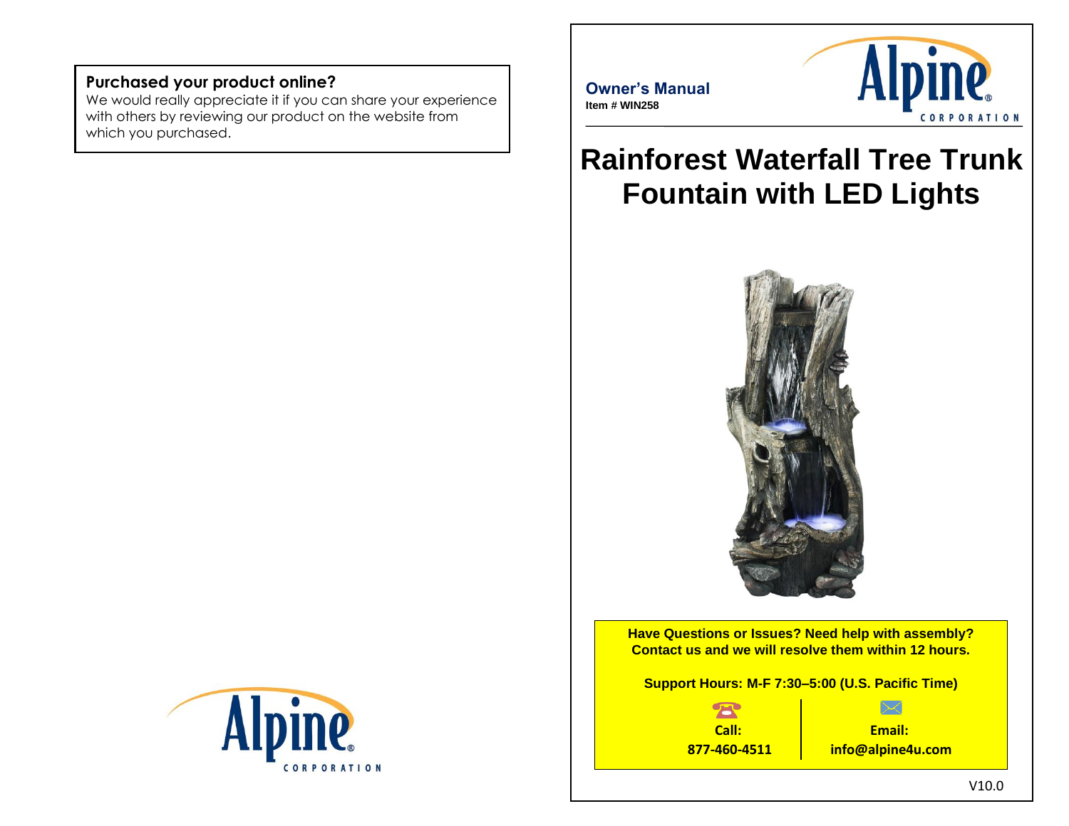**Purchased your product online?**
We would really appreciate it if you can share your experience with others by reviewing our product on the website from which you purchased.

**Owner's Manual**
**Item # WIN258**

# Rainforest Waterfall Tree Trunk Fountain with LED Lights

**Have Questions or Issues? Need help with assembly?**
**Contact us and we will resolve them within 12 hours.**

**Support Hours: M-F 7:30–5:00 (U.S. Pacific Time)**

| Call: | Email: |
| --- | --- |
| **877-460-4511** | **info@alpine4u.com** |

V10.0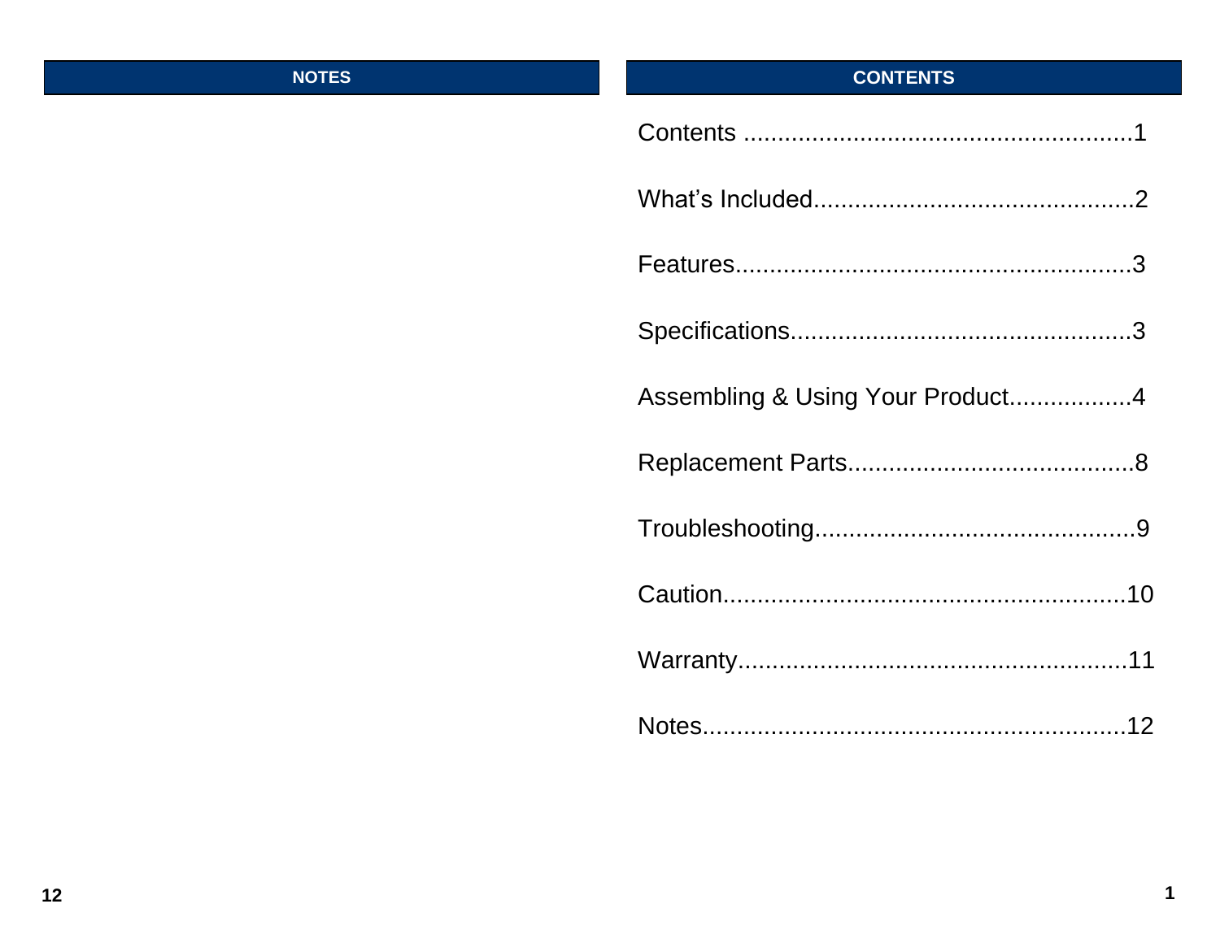## NOTES

## CONTENTS

Contents .........................................................1

What's Included..............................................2

Features..........................................................3

Specifications..................................................3

Assembling & Using Your Product..................4

Replacement Parts..........................................8

Troubleshooting...............................................9

Caution...........................................................10

Warranty.........................................................11

Notes..............................................................12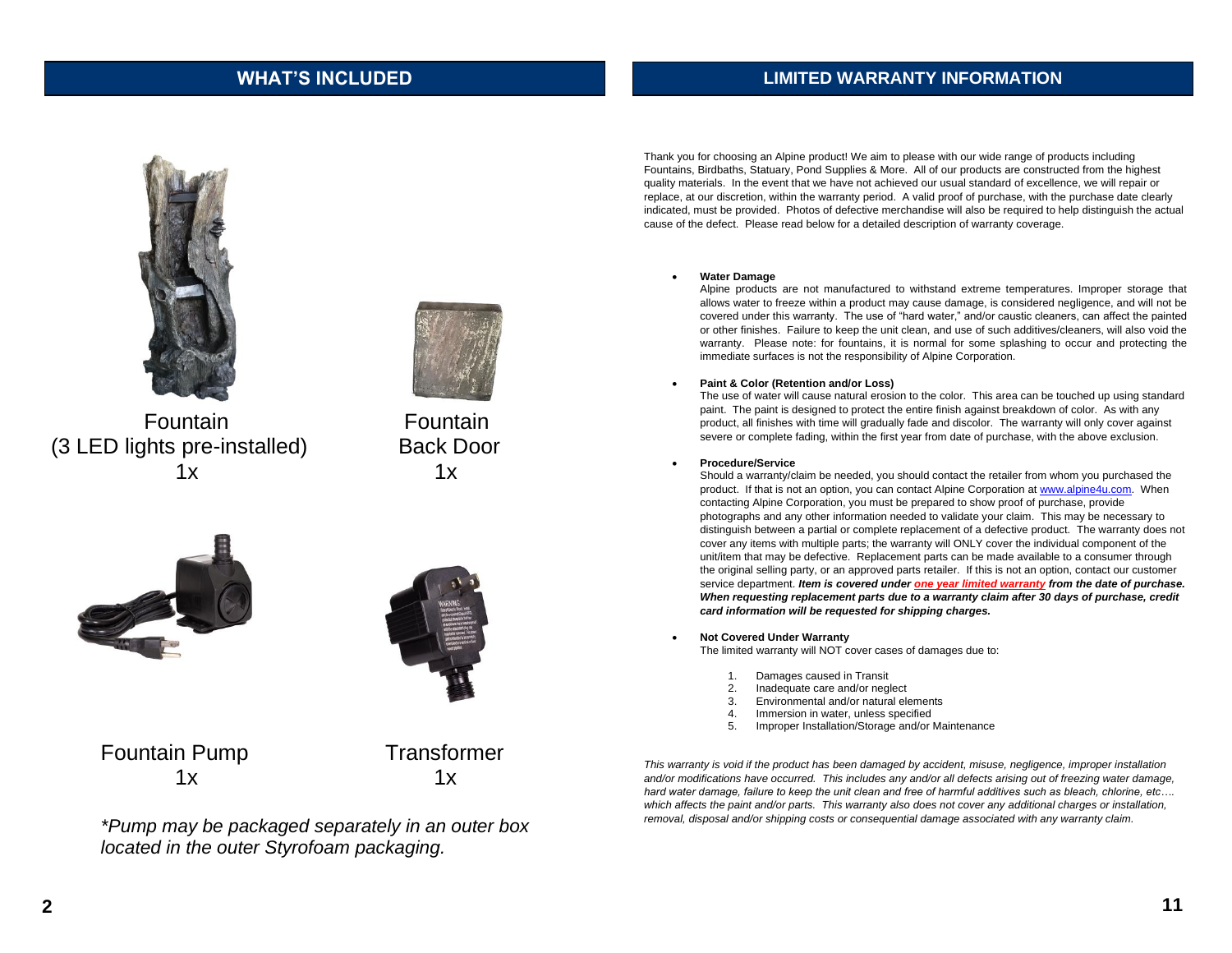## WHAT'S INCLUDED

Fountain
(3 LED lights pre-installed)
1x

Fountain
Back Door
1x

Fountain Pump
1x

Transformer
1x

*\*Pump may be packaged separately in an outer box located in the outer Styrofoam packaging.*

## LIMITED WARRANTY INFORMATION

Thank you for choosing an Alpine product! We aim to please with our wide range of products including Fountains, Birdbaths, Statuary, Pond Supplies & More. All of our products are constructed from the highest quality materials. In the event that we have not achieved our usual standard of excellence, we will repair or replace, at our discretion, within the warranty period. A valid proof of purchase, with the purchase date clearly indicated, must be provided. Photos of defective merchandise will also be required to help distinguish the actual cause of the defect. Please read below for a detailed description of warranty coverage.

- **Water Damage**
  Alpine products are not manufactured to withstand extreme temperatures. Improper storage that allows water to freeze within a product may cause damage, is considered negligence, and will not be covered under this warranty. The use of "hard water," and/or caustic cleaners, can affect the painted or other finishes. Failure to keep the unit clean, and use of such additives/cleaners, will also void the warranty. Please note: for fountains, it is normal for some splashing to occur and protecting the immediate surfaces is not the responsibility of Alpine Corporation.

- **Paint & Color (Retention and/or Loss)**
  The use of water will cause natural erosion to the color. This area can be touched up using standard paint. The paint is designed to protect the entire finish against breakdown of color. As with any product, all finishes with time will gradually fade and discolor. The warranty will only cover against severe or complete fading, within the first year from date of purchase, with the above exclusion.

- **Procedure/Service**
  Should a warranty/claim be needed, you should contact the retailer from whom you purchased the product. If that is not an option, you can contact Alpine Corporation at www.alpine4u.com. When contacting Alpine Corporation, you must be prepared to show proof of purchase, provide photographs and any other information needed to validate your claim. This may be necessary to distinguish between a partial or complete replacement of a defective product. The warranty does not cover any items with multiple parts; the warranty will ONLY cover the individual component of the unit/item that may be defective. Replacement parts can be made available to a consumer through the original selling party, or an approved parts retailer. If this is not an option, contact our customer service department. ***Item is covered under one year limited warranty from the date of purchase. When requesting replacement parts due to a warranty claim after 30 days of purchase, credit card information will be requested for shipping charges.***

- **Not Covered Under Warranty**
  The limited warranty will NOT cover cases of damages due to:

  1. Damages caused in Transit
  2. Inadequate care and/or neglect
  3. Environmental and/or natural elements
  4. Immersion in water, unless specified
  5. Improper Installation/Storage and/or Maintenance

*This warranty is void if the product has been damaged by accident, misuse, negligence, improper installation and/or modifications have occurred. This includes any and/or all defects arising out of freezing water damage, hard water damage, failure to keep the unit clean and free of harmful additives such as bleach, chlorine, etc…. which affects the paint and/or parts. This warranty also does not cover any additional charges or installation, removal, disposal and/or shipping costs or consequential damage associated with any warranty claim.*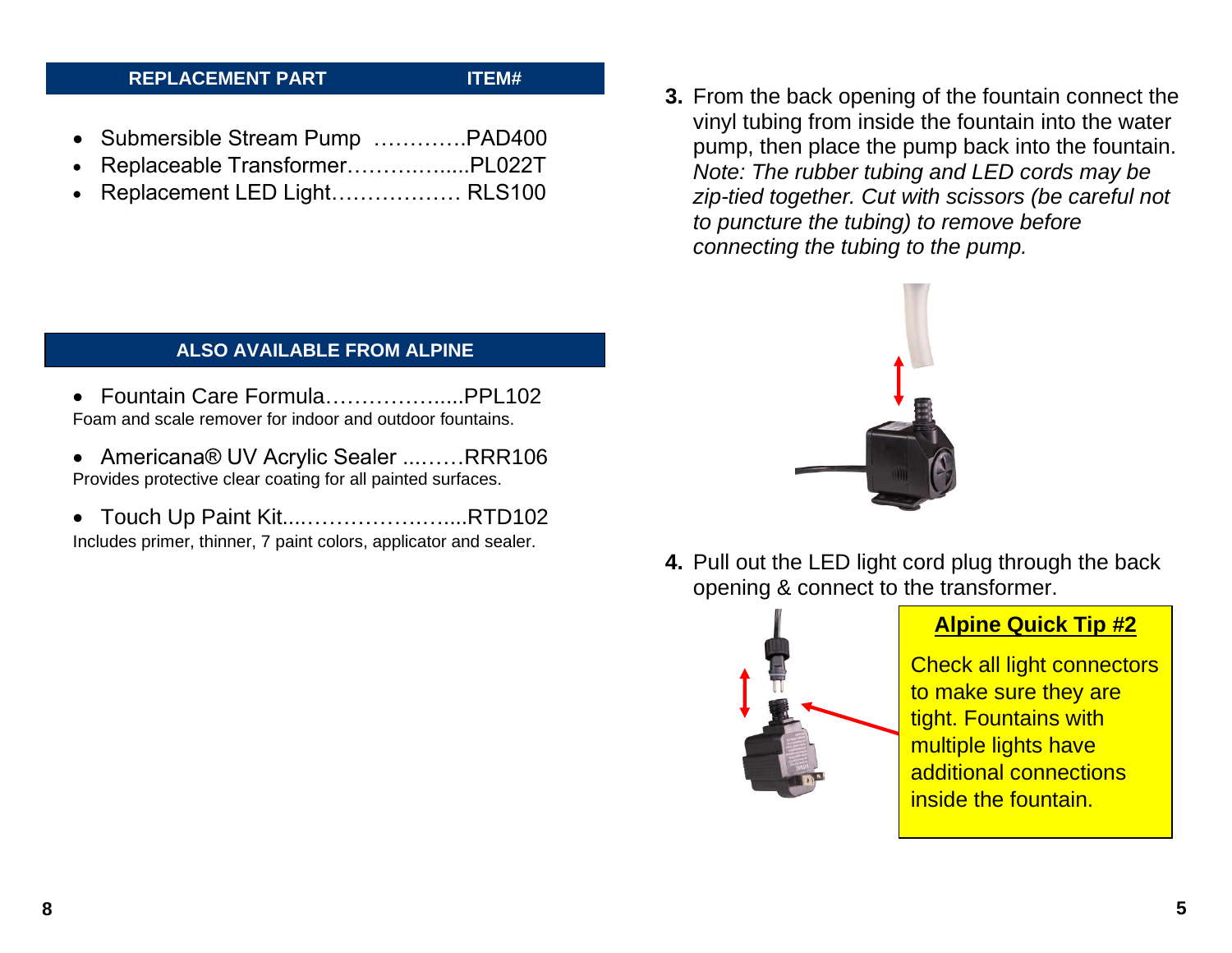| REPLACEMENT PART | ITEM# |
|---|---|

- Submersible Stream Pump ………….PAD400
- Replaceable Transformer……………......PL022T
- Replacement LED Light……………… RLS100

## ALSO AVAILABLE FROM ALPINE

- Fountain Care Formula……………….....PPL102

Foam and scale remover for indoor and outdoor fountains.

- Americana® UV Acrylic Sealer ...……RRR106

Provides protective clear coating for all painted surfaces.

- Touch Up Paint Kit....…………………....RTD102

Includes primer, thinner, 7 paint colors, applicator and sealer.

**3.** From the back opening of the fountain connect the vinyl tubing from inside the fountain into the water pump, then place the pump back into the fountain. *Note: The rubber tubing and LED cords may be zip-tied together. Cut with scissors (be careful not to puncture the tubing) to remove before connecting the tubing to the pump.*

**4.** Pull out the LED light cord plug through the back opening & connect to the transformer.

**Alpine Quick Tip #2**

Check all light connectors to make sure they are tight. Fountains with multiple lights have additional connections inside the fountain.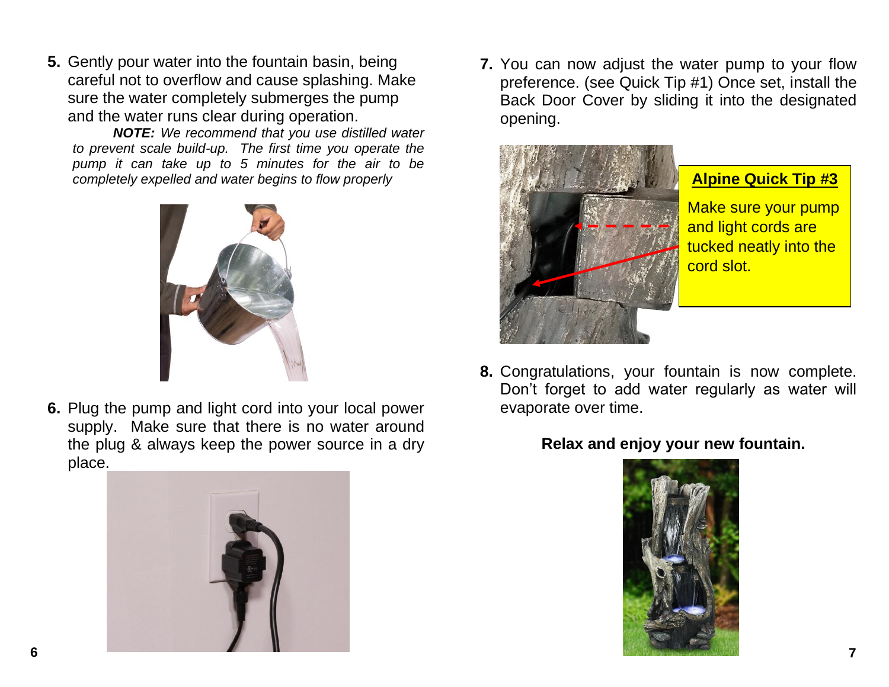5. Gently pour water into the fountain basin, being careful not to overflow and cause splashing. Make sure the water completely submerges the pump and the water runs clear during operation.

   ***NOTE:*** *We recommend that you use distilled water to prevent scale build-up. The first time you operate the pump it can take up to 5 minutes for the air to be completely expelled and water begins to flow properly*

6. Plug the pump and light cord into your local power supply. Make sure that there is no water around the plug & always keep the power source in a dry place.

7. You can now adjust the water pump to your flow preference. (see Quick Tip #1) Once set, install the Back Door Cover by sliding it into the designated opening.

**Alpine Quick Tip #3**

Make sure your pump and light cords are tucked neatly into the cord slot.

8. Congratulations, your fountain is now complete. Don't forget to add water regularly as water will evaporate over time.

**Relax and enjoy your new fountain.**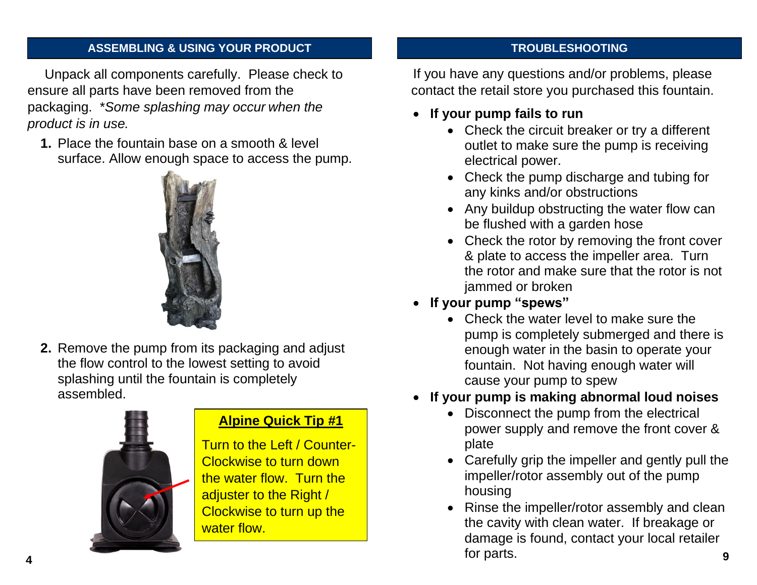## ASSEMBLING & USING YOUR PRODUCT

Unpack all components carefully. Please check to ensure all parts have been removed from the packaging. **Some splashing may occur when the product is in use.*

1. Place the fountain base on a smooth & level surface. Allow enough space to access the pump.

2. Remove the pump from its packaging and adjust the flow control to the lowest setting to avoid splashing until the fountain is completely assembled.

**Alpine Quick Tip #1**

Turn to the Left / Counter-Clockwise to turn down the water flow. Turn the adjuster to the Right / Clockwise to turn up the water flow.

## TROUBLESHOOTING

If you have any questions and/or problems, please contact the retail store you purchased this fountain.

- **If your pump fails to run**
  - Check the circuit breaker or try a different outlet to make sure the pump is receiving electrical power.
  - Check the pump discharge and tubing for any kinks and/or obstructions
  - Any buildup obstructing the water flow can be flushed with a garden hose
  - Check the rotor by removing the front cover & plate to access the impeller area. Turn the rotor and make sure that the rotor is not jammed or broken
- **If your pump "spews"**
  - Check the water level to make sure the pump is completely submerged and there is enough water in the basin to operate your fountain. Not having enough water will cause your pump to spew
- **If your pump is making abnormal loud noises**
  - Disconnect the pump from the electrical power supply and remove the front cover & plate
  - Carefully grip the impeller and gently pull the impeller/rotor assembly out of the pump housing
  - Rinse the impeller/rotor assembly and clean the cavity with clean water. If breakage or damage is found, contact your local retailer for parts.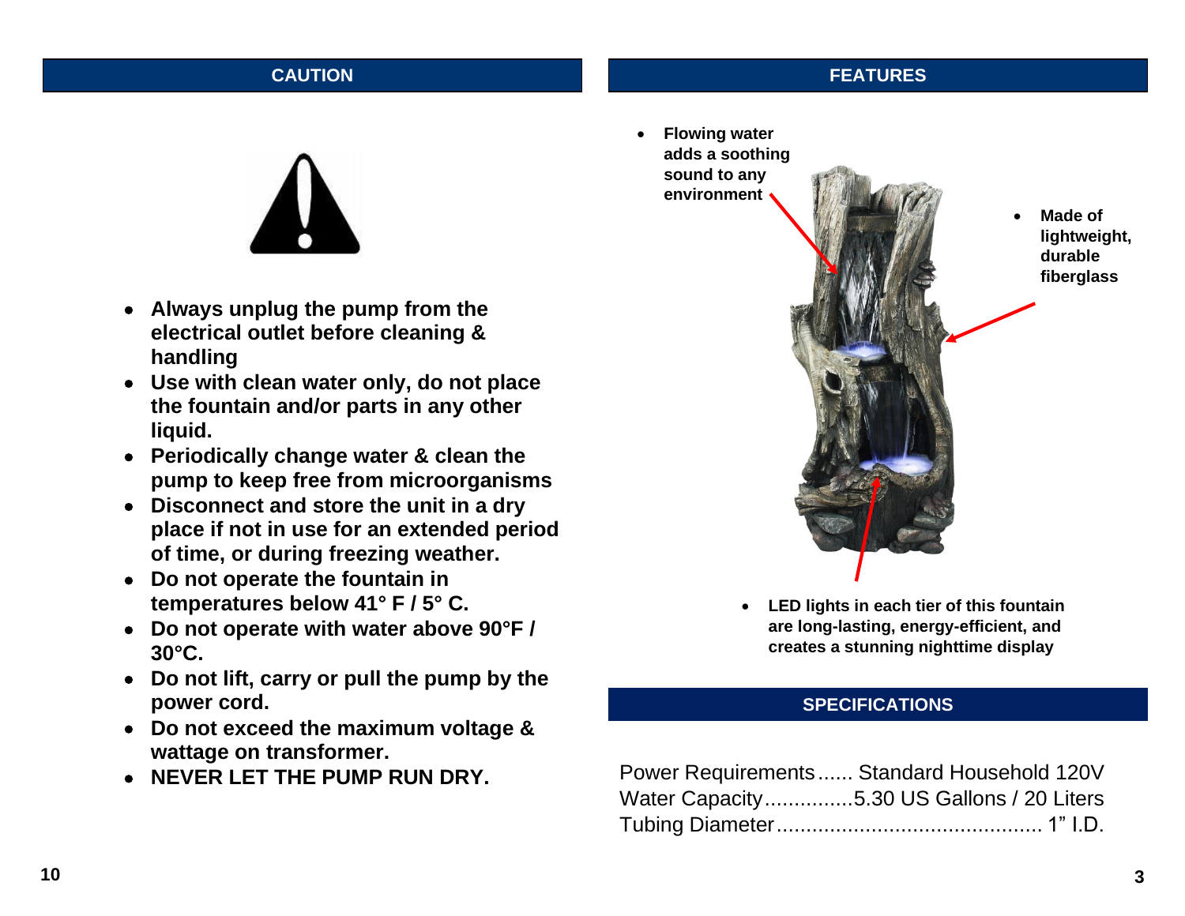## CAUTION

- **Always unplug the pump from the electrical outlet before cleaning & handling**
- **Use with clean water only, do not place the fountain and/or parts in any other liquid.**
- **Periodically change water & clean the pump to keep free from microorganisms**
- **Disconnect and store the unit in a dry place if not in use for an extended period of time, or during freezing weather.**
- **Do not operate the fountain in temperatures below 41° F / 5° C.**
- **Do not operate with water above 90°F / 30°C.**
- **Do not lift, carry or pull the pump by the power cord.**
- **Do not exceed the maximum voltage & wattage on transformer.**
- **NEVER LET THE PUMP RUN DRY.**

## FEATURES

- **Flowing water adds a soothing sound to any environment**
- **Made of lightweight, durable fiberglass**
- **LED lights in each tier of this fountain are long-lasting, energy-efficient, and creates a stunning nighttime display**

## SPECIFICATIONS

Power Requirements...... Standard Household 120V
Water Capacity...............5.30 US Gallons / 20 Liters
Tubing Diameter............................................ 1" I.D.